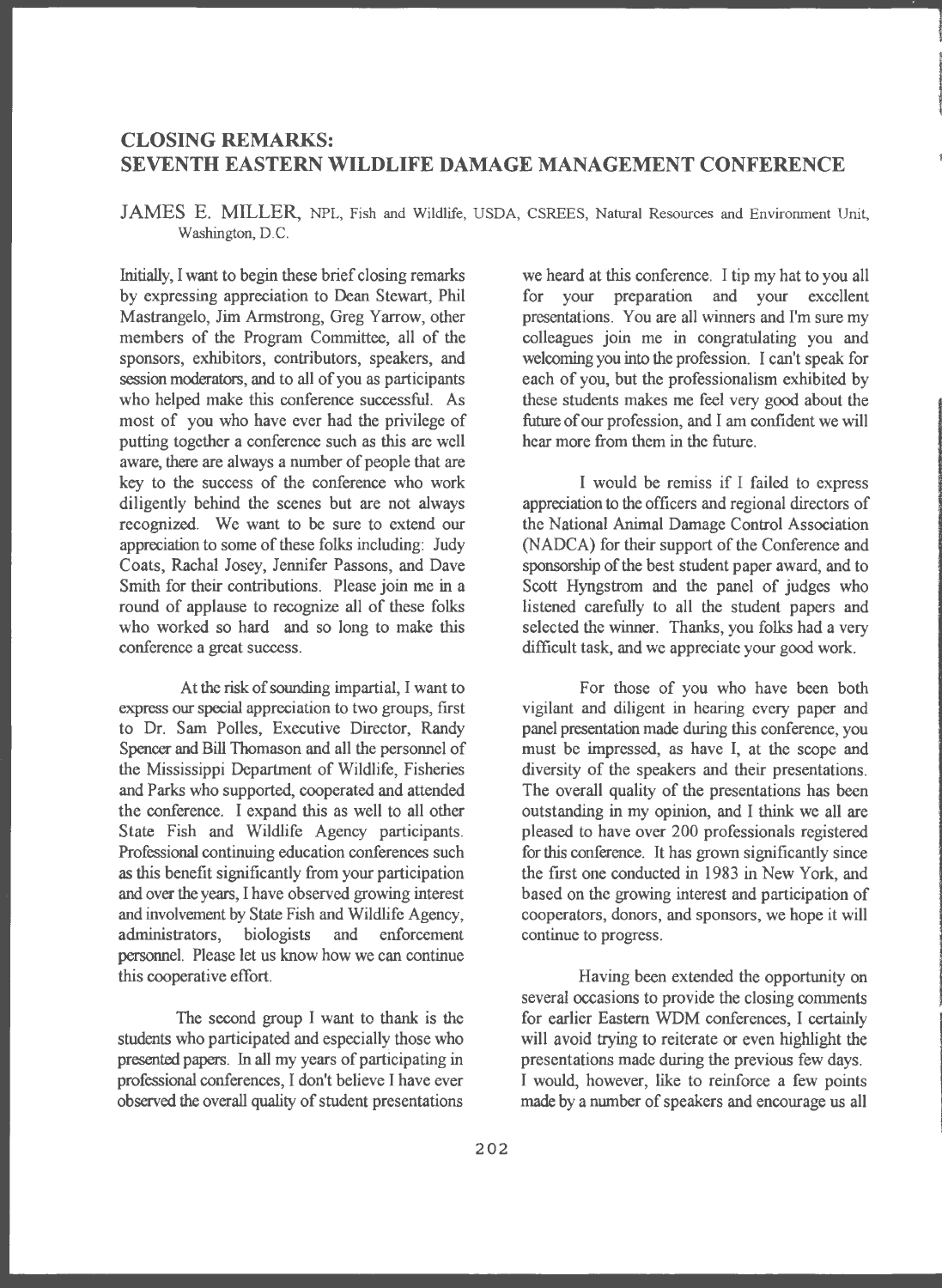# CLOSING REMARKS: SEVENTH EASTERN WILDLIFE DAMAGE MANAGEMENT CONFERENCE

JAMES E. MILLER, NPL, Fish and Wildlife, USDA, CSREES, Natural Resources and Environment Unit, Washington, D.C.

Initially, I want to begin these brief closing remarks by expressing appreciation to Dean Stewart, Phil Mastrangelo, Jim Armstrong, Greg Yarrow, other members of the Program Committee, all of the sponsors, exhibitors, contributors, speakers, and session moderators, and to all of you as participants who helped make this conference successful. As most of you who have ever had the privilege of putting together a conference such as this are well aware, there are always a number of people that are key to the success of the conference who work diligently behind the scenes but are not always recognized. We want to be sure to extend our appreciation to some of these folks including: Judy Coats, Rachal Josey, Jennifer Passons, and Dave Smith for their contributions. Please join me in a round of applause to recognize all of these folks who worked so hard and so long to make this conference a great success.

At the risk of sounding impartial, I want to express our special appreciation to two groups, first to Dr. Sam Polles, Executive Director, Randy Spencer and Bill Thomason and all the personnel of the Mississippi Department of Wildlife, Fisheries and Parks who supported, cooperated and attended the conference. I expand this as well to all other State Fish and Wildlife Agency participants. Professional continuing education conferences such as this benefit significantly from your participation and over the years, I have observed growing interest and involvement by State Fish and Wildlife Agency, administrators, biologists and enforcement personnel. Please let us know how we can continue this cooperative effort.

The second group I want to thank is the students who participated and especially those who presented papers. In all my years of participating in professional conferences, I don't believe I have ever observed the overall quality of student presentations we heard at this conference. I tip my hat to you all for your preparation and your excellent presentations. You are all winners and I'm sure my colleagues join me in congratulating you and welcoming you into the profession. I can't speak for each of you, but the professionalism exhibited by these students makes me feel very good about the future of our profession, and I am confident we will hear more from them in the future.

I would be remiss if I failed to express appreciation to the officers and regional directors of the National Animal Damage Control Association (NADCA) for their support of the Conference and sponsorship of the best student paper award, and to Scott Hyngstrom and the panel of judges who listened carefully to all the student papers and selected the winner. Thanks, you folks had a very difficult task, and we appreciate your good work.

For those of you who have been both vigilant and diligent in hearing every paper and panel presentation made during this conference, you must be impressed, as have I, at the scope and diversity of the speakers and their presentations. The overall quality of the presentations has been outstanding in my opinion, and I think we all are pleased to have over 200 professionals registered for this conference. It has grown significantly since the first one conducted in 1983 in New York, and based on the growing interest and participation of cooperators, donors, and sponsors, we hope it will continue to progress.

Having been extended the opportunity on several occasions to provide the closing comments for earlier Eastern WDM conferences, I certainly will avoid trying to reiterate or even highlight the presentations made during the previous few days. I would, however, like to reinforce a few points made by a number of speakers and encourage us all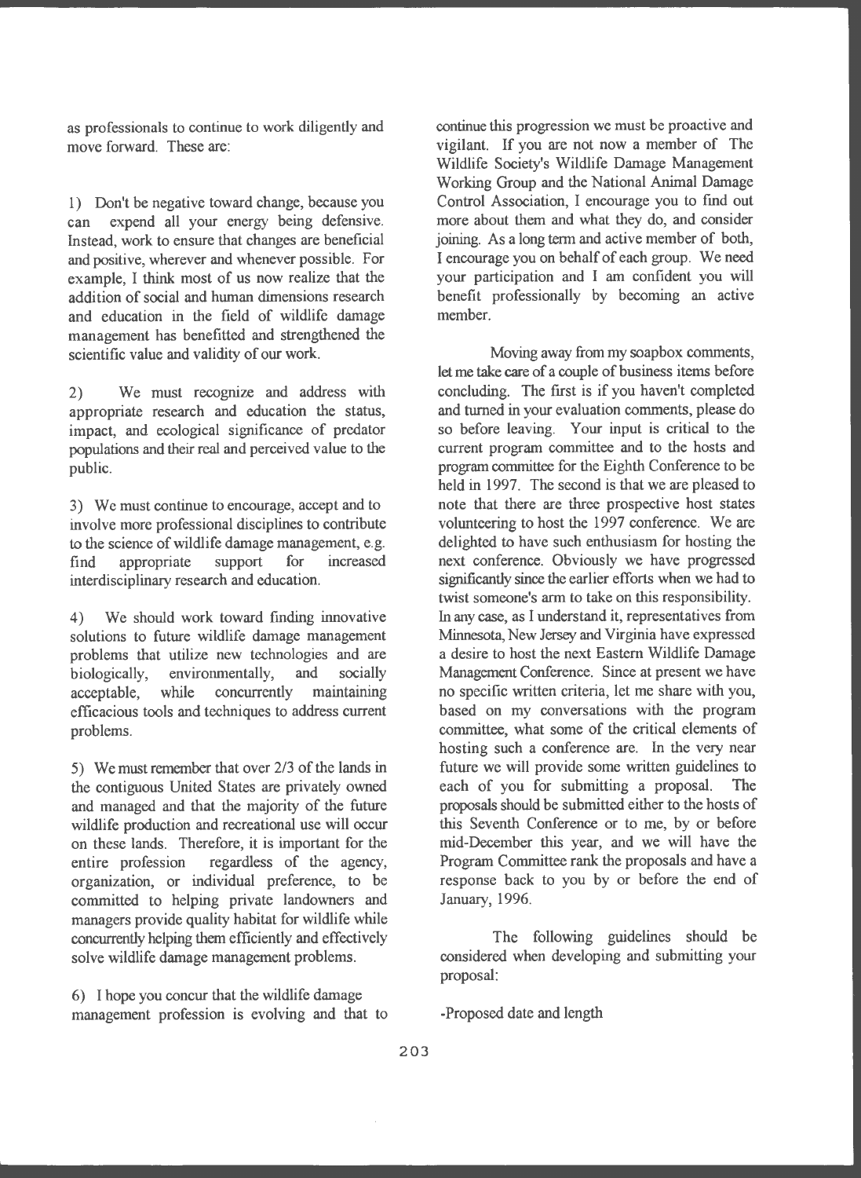as professionals to continue to work diligently and move forward. These are:

1) Don't be negative toward change, because you can expend all your energy being defensive. Instead, work to ensure that changes are beneficial and positive, wherever and whenever possible. For example, I think most of us now realize that the addition of social and human dimensions research and education in the field of wildlife damage management has benefitted and strengthened the scientific value and validity of our work.

2) We must recognize and address with appropriate research and education the status, impact, and ecological significance of predator populations and their real and perceived value to the public.

3) We must continue to encourage, accept and to involve more professional disciplines to contribute to the science of wildlife damage management, e.g. find appropriate support for increased interdisciplinary research and education.

4) We should work toward finding innovative solutions to future wildlife damage management problems that utilize new technologies and are biologically, environmentally, and socially acceptable, while concurrently maintaining efficacious tools and techniques to address current problems.

5) We must remember that over 2/3 of the lands in the contiguous United States are privately owned and managed and that the majority of the future wildlife production and recreational use will occur on these lands. Therefore, it is important for the entire profession regardless of the agency, organization, or individual preference, to be committed to helping private landowners and managers provide quality habitat for wildlife while concurrently helping them efficiently and effectively solve wildlife damage management problems.

6) I hope you concur that the wildlife damage management profession is evolving and that to continue this progression we must be proactive and vigilant. If you are not now a member of The Wildlife Society's Wildlife Damage Management Working Group and the National Animal Damage Control Association, I encourage you to find out more about them and what they do, and consider joining. As a long term and active member of both, I encourage you on behalf of each group. We need your participation and I am confident you will benefit professionally by becoming an active member.

Moving away from my soapbox comments, let me take care of a couple of business items before concluding. The first is if you haven't completed and turned in your evaluation comments, please do so before leaving. Your input is critical to the current program committee and to the hosts and program committee for the Eighth Conference to be held in 1997. The second is that we are pleased to note that there are three prospective host states volunteering to host the 1997 conference. We are delighted to have such enthusiasm for hosting the next conference. Obviously we have progressed significantly since the earlier efforts when we had to twist someone's arm to take on this responsibility. In any case, as I understand it, representatives from Minnesota, New Jersey and Virginia have expressed a desire to host the next Eastern Wildlife Damage Management Conference. Since at present we have no specific written criteria, let me share with you, based on my conversations with the program committee, what some of the critical elements of hosting such a conference are. In the very near future we will provide some written guidelines to each of you for submitting a proposal. The proposals should be submitted either to the hosts of this Seventh Conference or to me, by or before mid-December this year, and we will have the Program Committee rank the proposals and have a response back to you by or before the end of January, 1996.

The following guidelines should be considered when developing and submitting your proposal:

-Proposed date and length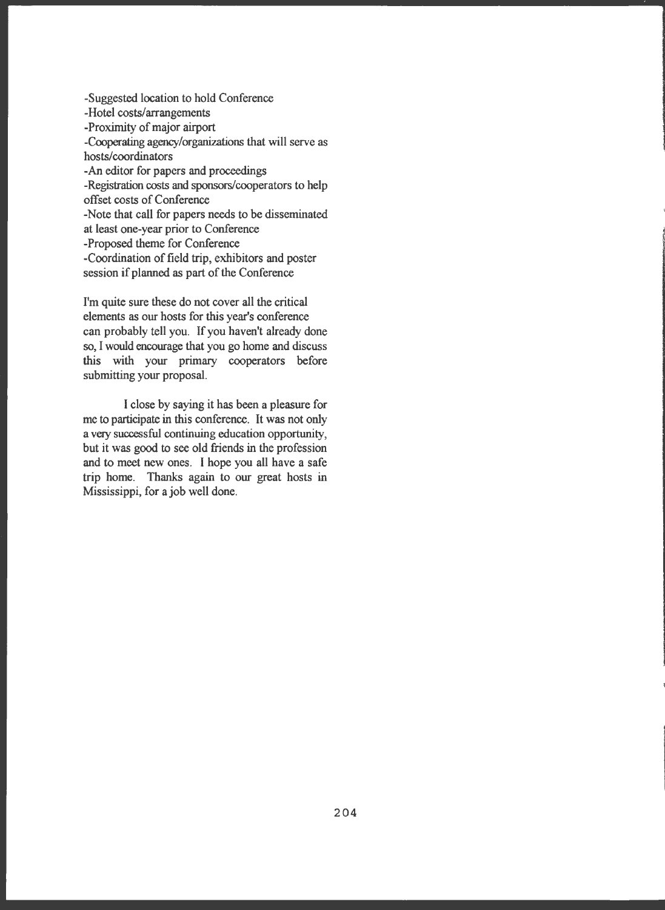- Suggested location to hold Conference
- Hotel costs/arrangements
- Proximity of major airport
- Cooperating agency/organizations that will serve as hosts/coordinators
- An editor for papers and proceedings
- Registration costs and sponsors/cooperators to help offset costs of Conference
- Note that call for papers needs to be disseminated at least one-year prior to Conference
- Proposed theme for Conference
- Coordination of field trip, exhibitors and poster session if planned as part of the Conference

I'm quite sure these do not cover all the critical elements as our hosts for this year's conference can probably tell you. If you haven't already done so, I would encourage that you go home and discuss this with your primary cooperators before submitting your proposal.

I close by saying it has been a pleasure for me to participate in this conference. It was not only a very successful continuing education opportunity, but it was good to see old friends in the profession and to meet new ones. I hope you all have a safe trip home. Thanks again to our great hosts in Mississippi, for a job well done.